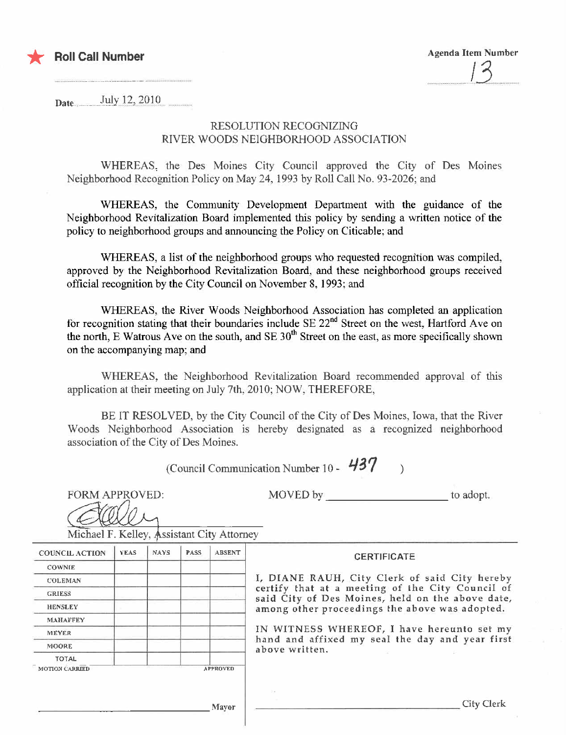★ **Roll Call Number**

Agenda Item Number

13

Date July 12, 2010

## RESOLUTION RECOGNIZING RIVER WOODS NEIGHBORHOOD ASSOCIATION

WHEREAS, the Des Moines City Council approved the City of Des Moines Neighborhood Recognition Policy on May 24, 1993 by Roll Call No. 93-2026; and

WHEREAS, the Community Development Department with the guidance of the Neighborhood Revitalization Board implemented this policy by sending a written notice of the policy to neighborhood groups and announcing the Policy on Citicable; and

WHEREAS, a list of the neighborhood groups who requested recognition was compiled, approved by the Neighborhood Revitalization Board, and these neighborhood groups received official recognition by the City Council on November 8, 1993; and

WHEREAS, the River Woods Neighborhood Association has completed an application for recognition stating that their boundaries include SE 22nd Street on the west, Hartford Ave on the north, E Watrous Ave on the south, and SE 30th Street on the east, as more specifically shown on the accompanying map; and

WHEREAS, the Neighborhood Revitalization Board recommended approval of this application at their meeting on July 7th, 2010; NOW, THEREFORE,

BE IT RESOLVED, by the City Council of the City of Des Moines, Iowa, that the River Woods Neighborhood Association is hereby designated as a recognized neighborhood association of the City of Des Moines.

(Council Communication Number 10 - 437 )

FORM APPROVED:

Michael F. Kelley, Assistant City Attorney

MOVED by ____________________ to adopt.

| COUNCIL ACTION | YEAS | NAYS | PASS | ABSENT |
|---|---|---|---|---|
| COWNIE | | | | |
| COLEMAN | | | | |
| GRIESS | | | | |
| HENSLEY | | | | |
| MAHAFFEY | | | | |
| MEYER | | | | |
| MOORE | | | | |
| TOTAL | | | | |

MOTION CARRIED APPROVED

____________________ Mayor

**CERTIFICATE**

I, DIANE RAUH, City Clerk of said City hereby certify that at a meeting of the City Council of said City of Des Moines, held on the above date, among other proceedings the above was adopted.

IN WITNESS WHEREOF, I have hereunto set my hand and affixed my seal the day and year first above written.

____________________ City Clerk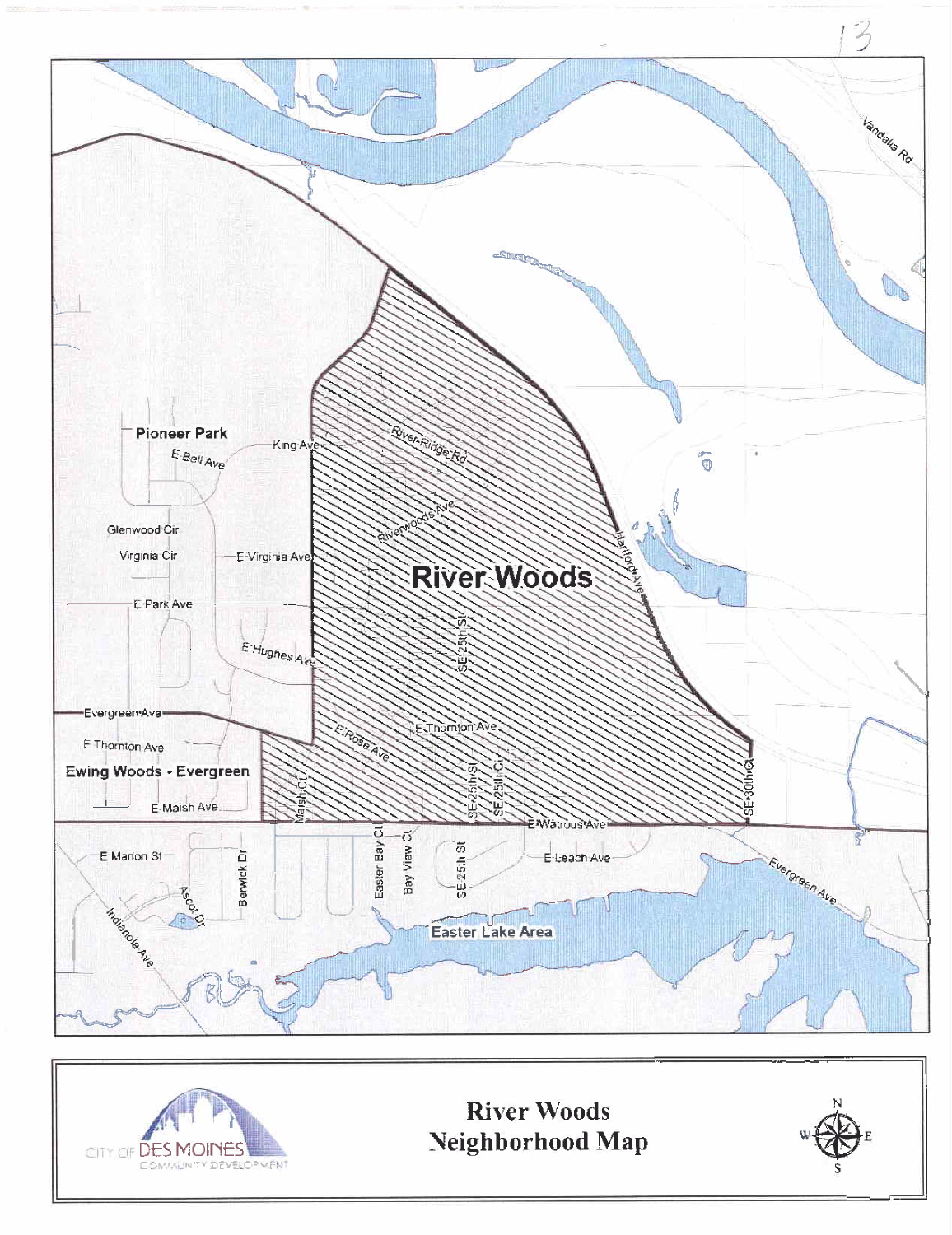13

Vandalia Rd

Pioneer Park

King Ave

E Bell Ave

River Ridge Rd

Riverwoods Ave

Glenwood Cir

Virginia Cir

E Virginia Ave

Hartford Ave

**River Woods**

E Park Ave

SE 25th St

E Hughes Ave

Evergreen Ave

E Rose Ave

E Thornton Ave

E Thornton Ave

**Ewing Woods - Evergreen**

Maish Ct

SE 25th St

SE 25th Ct

SE 30th Ct

E Maish Ave

E Watrous Ave

E Marion St

Berwick Dr

Easter Bay Ct

Bay View Ct

SE 25th St

E Leach Ave

Evergreen Ave

Ascot Dr

Indianola Ave

**Easter Lake Area**

CITY OF DES MOINES
COMMUNITY DEVELOPMENT

# River Woods Neighborhood Map

N
W E
S